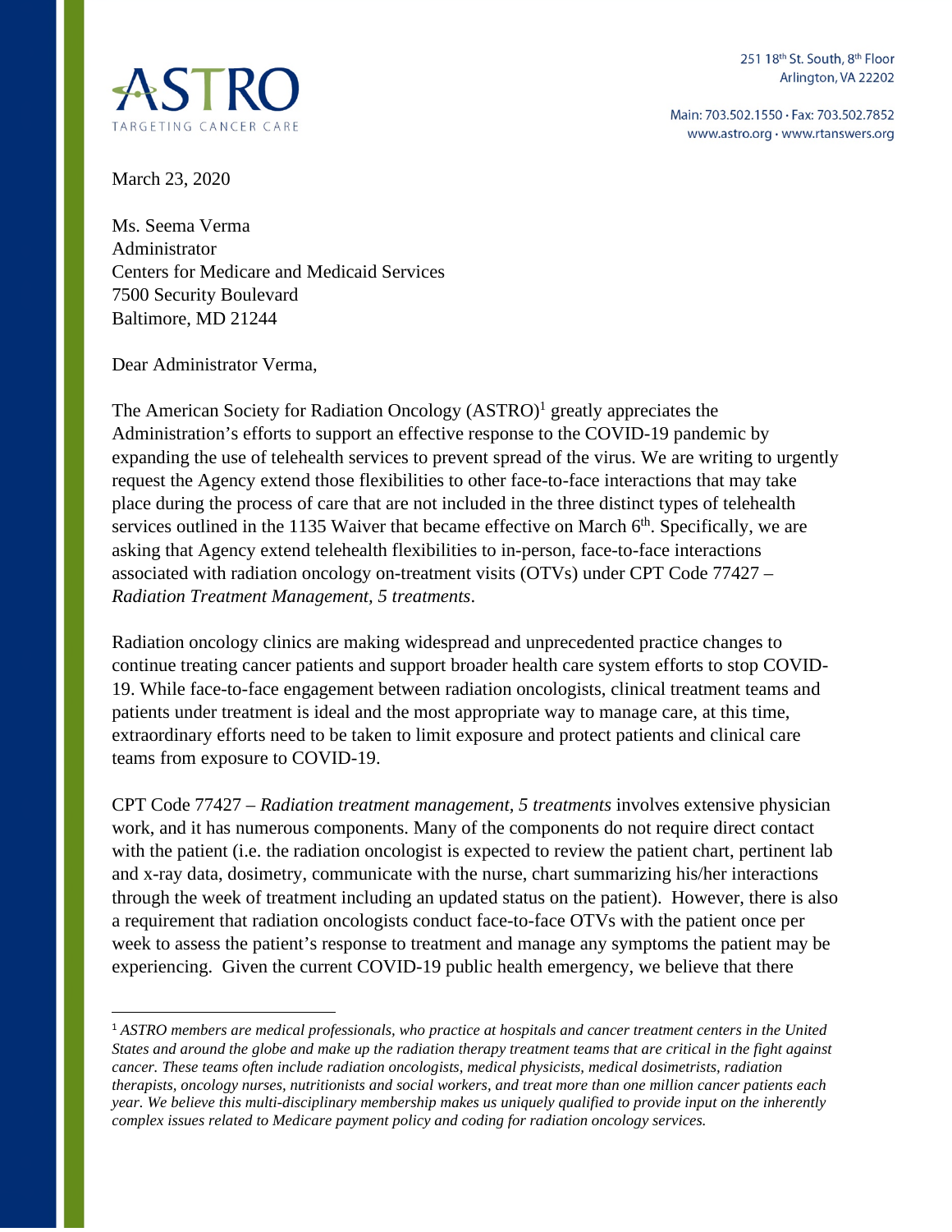**ASTRO**
TARGETING CANCER CARE

251 18th St. South, 8th Floor
Arlington, VA 22202

Main: 703.502.1550 · Fax: 703.502.7852
www.astro.org · www.rtanswers.org

March 23, 2020

Ms. Seema Verma
Administrator
Centers for Medicare and Medicaid Services
7500 Security Boulevard
Baltimore, MD 21244

Dear Administrator Verma,

The American Society for Radiation Oncology (ASTRO)[1] greatly appreciates the Administration's efforts to support an effective response to the COVID-19 pandemic by expanding the use of telehealth services to prevent spread of the virus. We are writing to urgently request the Agency extend those flexibilities to other face-to-face interactions that may take place during the process of care that are not included in the three distinct types of telehealth services outlined in the 1135 Waiver that became effective on March 6th. Specifically, we are asking that Agency extend telehealth flexibilities to in-person, face-to-face interactions associated with radiation oncology on-treatment visits (OTVs) under CPT Code 77427 – *Radiation Treatment Management, 5 treatments*.

Radiation oncology clinics are making widespread and unprecedented practice changes to continue treating cancer patients and support broader health care system efforts to stop COVID-19. While face-to-face engagement between radiation oncologists, clinical treatment teams and patients under treatment is ideal and the most appropriate way to manage care, at this time, extraordinary efforts need to be taken to limit exposure and protect patients and clinical care teams from exposure to COVID-19.

CPT Code 77427 – *Radiation treatment management, 5 treatments* involves extensive physician work, and it has numerous components. Many of the components do not require direct contact with the patient (i.e. the radiation oncologist is expected to review the patient chart, pertinent lab and x-ray data, dosimetry, communicate with the nurse, chart summarizing his/her interactions through the week of treatment including an updated status on the patient). However, there is also a requirement that radiation oncologists conduct face-to-face OTVs with the patient once per week to assess the patient's response to treatment and manage any symptoms the patient may be experiencing. Given the current COVID-19 public health emergency, we believe that there

---

[1] *ASTRO members are medical professionals, who practice at hospitals and cancer treatment centers in the United States and around the globe and make up the radiation therapy treatment teams that are critical in the fight against cancer. These teams often include radiation oncologists, medical physicists, medical dosimetrists, radiation therapists, oncology nurses, nutritionists and social workers, and treat more than one million cancer patients each year. We believe this multi-disciplinary membership makes us uniquely qualified to provide input on the inherently complex issues related to Medicare payment policy and coding for radiation oncology services.*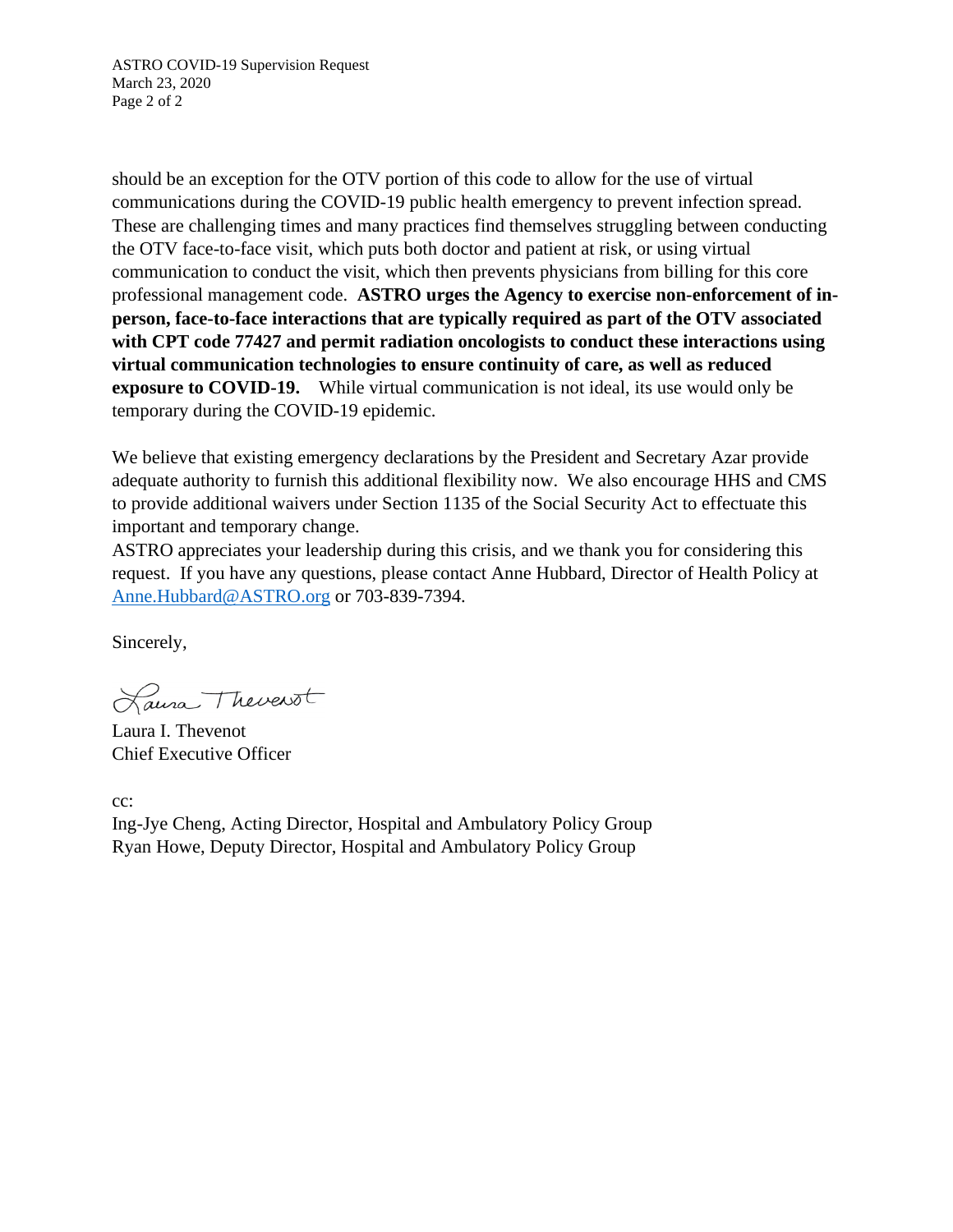should be an exception for the OTV portion of this code to allow for the use of virtual communications during the COVID-19 public health emergency to prevent infection spread. These are challenging times and many practices find themselves struggling between conducting the OTV face-to-face visit, which puts both doctor and patient at risk, or using virtual communication to conduct the visit, which then prevents physicians from billing for this core professional management code. **ASTRO urges the Agency to exercise non-enforcement of in-person, face-to-face interactions that are typically required as part of the OTV associated with CPT code 77427 and permit radiation oncologists to conduct these interactions using virtual communication technologies to ensure continuity of care, as well as reduced exposure to COVID-19.** While virtual communication is not ideal, its use would only be temporary during the COVID-19 epidemic.

We believe that existing emergency declarations by the President and Secretary Azar provide adequate authority to furnish this additional flexibility now. We also encourage HHS and CMS to provide additional waivers under Section 1135 of the Social Security Act to effectuate this important and temporary change.

ASTRO appreciates your leadership during this crisis, and we thank you for considering this request. If you have any questions, please contact Anne Hubbard, Director of Health Policy at [Anne.Hubbard@ASTRO.org](mailto:Anne.Hubbard@ASTRO.org) or 703-839-7394.

Sincerely,

Laura Thevenot

Laura I. Thevenot
Chief Executive Officer

cc:
Ing-Jye Cheng, Acting Director, Hospital and Ambulatory Policy Group
Ryan Howe, Deputy Director, Hospital and Ambulatory Policy Group